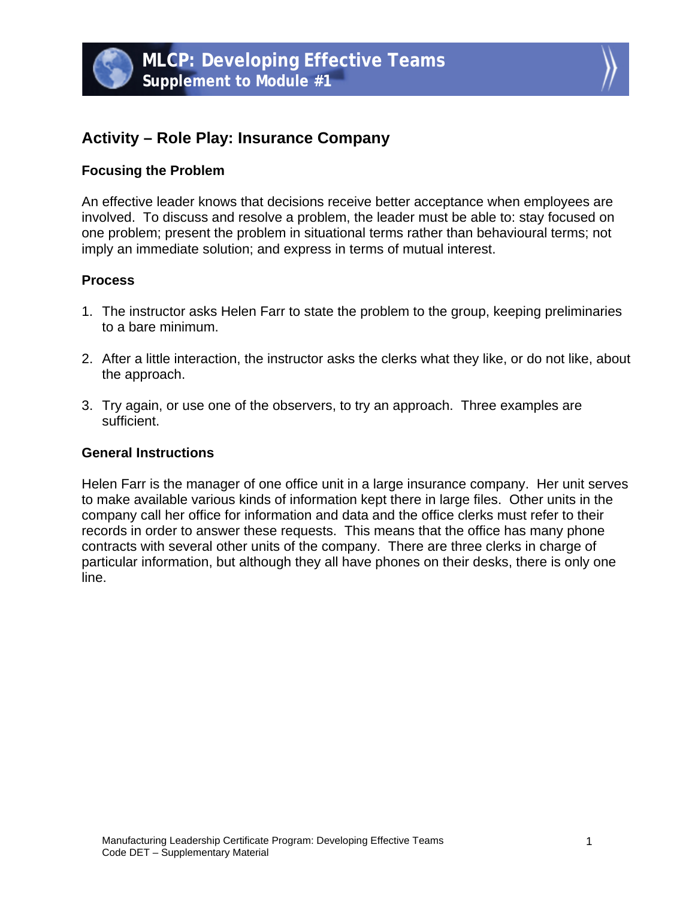# MLCP: Developing Effective Teams
## Supplement to Module #1

## Activity – Role Play: Insurance Company

### Focusing the Problem

An effective leader knows that decisions receive better acceptance when employees are involved. To discuss and resolve a problem, the leader must be able to: stay focused on one problem; present the problem in situational terms rather than behavioural terms; not imply an immediate solution; and express in terms of mutual interest.

### Process

1. The instructor asks Helen Farr to state the problem to the group, keeping preliminaries to a bare minimum.

2. After a little interaction, the instructor asks the clerks what they like, or do not like, about the approach.

3. Try again, or use one of the observers, to try an approach. Three examples are sufficient.

### General Instructions

Helen Farr is the manager of one office unit in a large insurance company. Her unit serves to make available various kinds of information kept there in large files. Other units in the company call her office for information and data and the office clerks must refer to their records in order to answer these requests. This means that the office has many phone contracts with several other units of the company. There are three clerks in charge of particular information, but although they all have phones on their desks, there is only one line.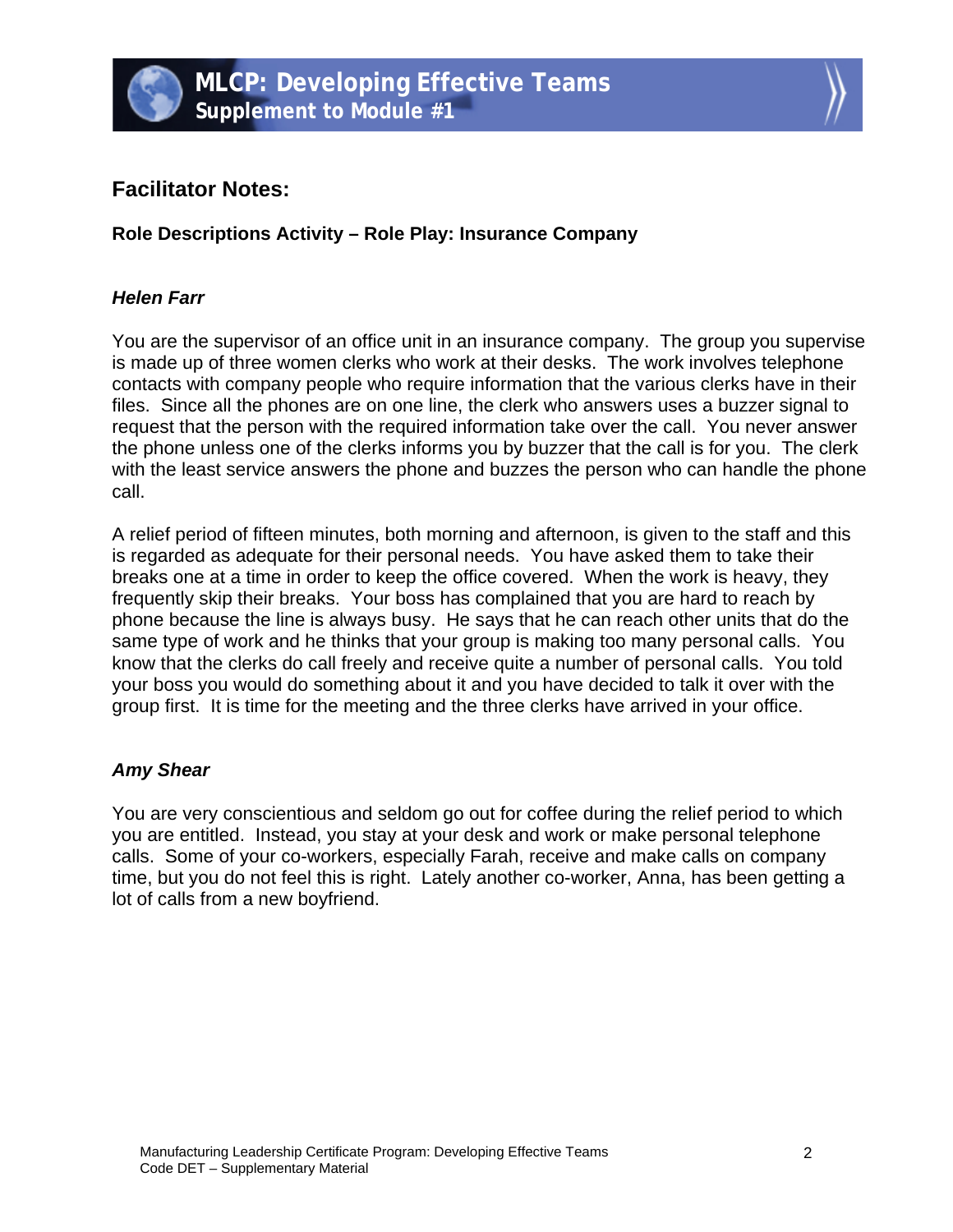## Facilitator Notes:

**Role Descriptions Activity – Role Play: Insurance Company**

***Helen Farr***

You are the supervisor of an office unit in an insurance company. The group you supervise is made up of three women clerks who work at their desks. The work involves telephone contacts with company people who require information that the various clerks have in their files. Since all the phones are on one line, the clerk who answers uses a buzzer signal to request that the person with the required information take over the call. You never answer the phone unless one of the clerks informs you by buzzer that the call is for you. The clerk with the least service answers the phone and buzzes the person who can handle the phone call.

A relief period of fifteen minutes, both morning and afternoon, is given to the staff and this is regarded as adequate for their personal needs. You have asked them to take their breaks one at a time in order to keep the office covered. When the work is heavy, they frequently skip their breaks. Your boss has complained that you are hard to reach by phone because the line is always busy. He says that he can reach other units that do the same type of work and he thinks that your group is making too many personal calls. You know that the clerks do call freely and receive quite a number of personal calls. You told your boss you would do something about it and you have decided to talk it over with the group first. It is time for the meeting and the three clerks have arrived in your office.

***Amy Shear***

You are very conscientious and seldom go out for coffee during the relief period to which you are entitled. Instead, you stay at your desk and work or make personal telephone calls. Some of your co-workers, especially Farah, receive and make calls on company time, but you do not feel this is right. Lately another co-worker, Anna, has been getting a lot of calls from a new boyfriend.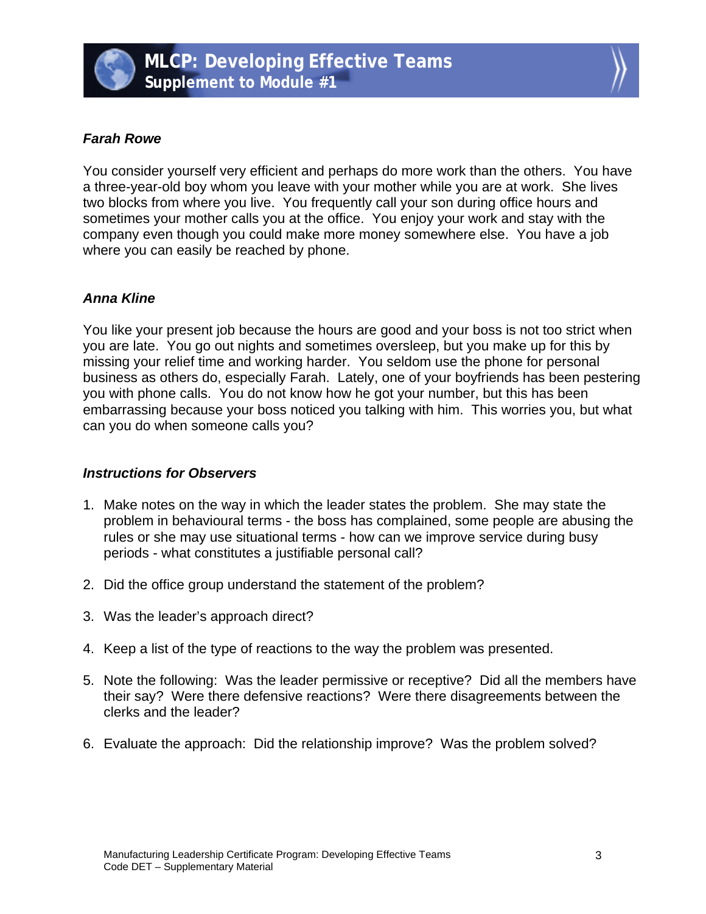### *Farah Rowe*

You consider yourself very efficient and perhaps do more work than the others. You have a three-year-old boy whom you leave with your mother while you are at work. She lives two blocks from where you live. You frequently call your son during office hours and sometimes your mother calls you at the office. You enjoy your work and stay with the company even though you could make more money somewhere else. You have a job where you can easily be reached by phone.

### *Anna Kline*

You like your present job because the hours are good and your boss is not too strict when you are late. You go out nights and sometimes oversleep, but you make up for this by missing your relief time and working harder. You seldom use the phone for personal business as others do, especially Farah. Lately, one of your boyfriends has been pestering you with phone calls. You do not know how he got your number, but this has been embarrassing because your boss noticed you talking with him. This worries you, but what can you do when someone calls you?

### *Instructions for Observers*

1. Make notes on the way in which the leader states the problem. She may state the problem in behavioural terms - the boss has complained, some people are abusing the rules or she may use situational terms - how can we improve service during busy periods - what constitutes a justifiable personal call?

2. Did the office group understand the statement of the problem?

3. Was the leader's approach direct?

4. Keep a list of the type of reactions to the way the problem was presented.

5. Note the following: Was the leader permissive or receptive? Did all the members have their say? Were there defensive reactions? Were there disagreements between the clerks and the leader?

6. Evaluate the approach: Did the relationship improve? Was the problem solved?